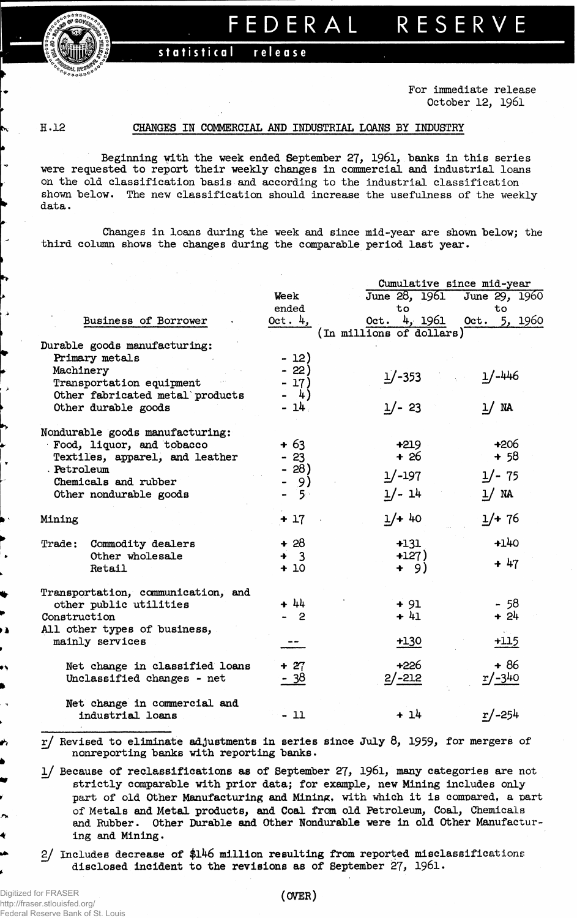# FEDERAL RESERVE

**statistical release**

For immediate release
October 12, 1961

H.12

## CHANGES IN COMMERCIAL AND INDUSTRIAL LOANS BY INDUSTRY

Beginning with the week ended September 27, 1961, banks in this series were requested to report their weekly changes in commercial and industrial loans on the old classification basis and according to the industrial classification shown below. The new classification should increase the usefulness of the weekly data.

Changes in loans during the week and since mid-year are shown below; the third column shows the changes during the comparable period last year.

| Business of Borrower | Week ended Oct. 4, | Cumulative since mid-year: June 28, 1961 to Oct. 4, 1961 | Cumulative since mid-year: June 29, 1960 to Oct. 5, 1960 |
|---|---|---|---|
| | (In millions of dollars) | | |
| **Durable goods manufacturing:** | | | |
| Primary metals | - 12) | | |
| Machinery | - 22) | 1/-353 | 1/-446 |
| Transportation equipment | - 17) | | |
| Other fabricated metal products | - 4) | | |
| Other durable goods | - 14 | 1/- 23 | 1/ NA |
| **Nondurable goods manufacturing:** | | | |
| Food, liquor, and tobacco | + 63 | +219 | +206 |
| Textiles, apparel, and leather | - 23 | + 26 | + 58 |
| Petroleum | - 28) | 1/-197 | 1/- 75 |
| Chemicals and rubber | - 9) | | |
| Other nondurable goods | - 5 | 1/- 14 | 1/ NA |
| Mining | + 17 | 1/+ 40 | 1/+ 76 |
| Trade: Commodity dealers | + 28 | +131 | +140 |
| Other wholesale | + 3 | +127) | + 47 |
| Retail | + 10 | + 9) | |
| Transportation, communication, and other public utilities | + 44 | + 91 | - 58 |
| Construction | - 2 | + 41 | + 24 |
| All other types of business, mainly services | -- | +130 | +115 |
| Net change in classified loans | + 27 | +226 | + 86 |
| Unclassified changes - net | - 38 | 2/-212 | r/-340 |
| Net change in commercial and industrial loans | - 11 | + 14 | r/-254 |

r/ Revised to eliminate adjustments in series since July 8, 1959, for mergers of nonreporting banks with reporting banks.

1/ Because of reclassifications as of September 27, 1961, many categories are not strictly comparable with prior data; for example, new Mining includes only part of old Other Manufacturing and Mining, with which it is compared, a part of Metals and Metal products, and Coal from old Petroleum, Coal, Chemicals and Rubber. Other Durable and Other Nondurable were in old Other Manufacturing and Mining.

2/ Includes decrease of $146 million resulting from reported misclassifications disclosed incident to the revisions as of September 27, 1961.

(OVER)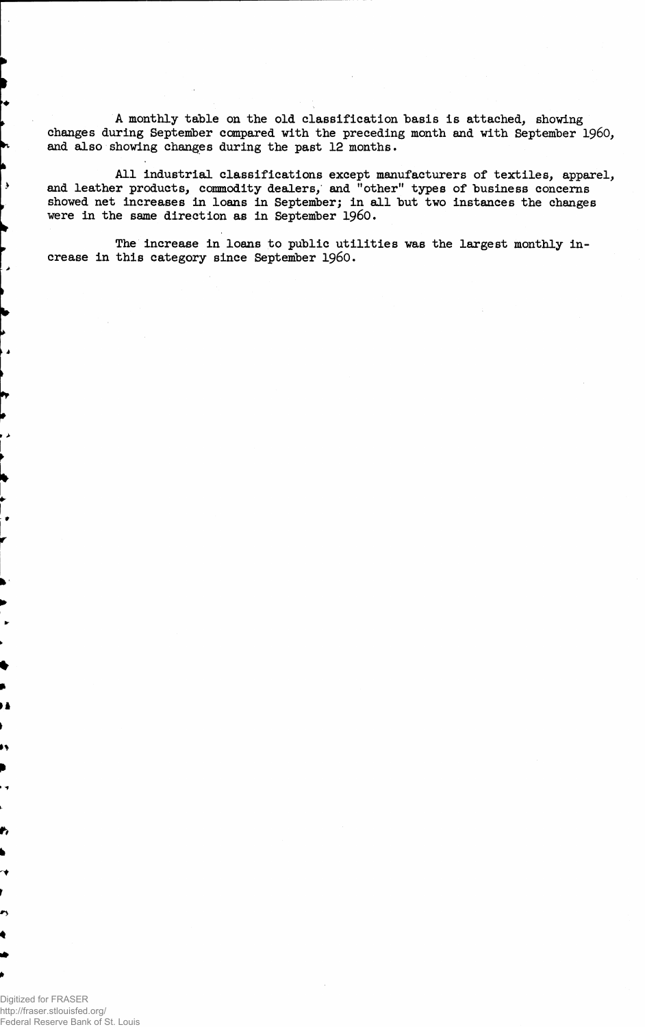A monthly table on the old classification basis is attached, showing changes during September compared with the preceding month and with September 1960, and also showing changes during the past 12 months.

All industrial classifications except manufacturers of textiles, apparel, and leather products, commodity dealers, and "other" types of business concerns showed net increases in loans in September; in all but two instances the changes were in the same direction as in September 1960.

The increase in loans to public utilities was the largest monthly increase in this category since September 1960.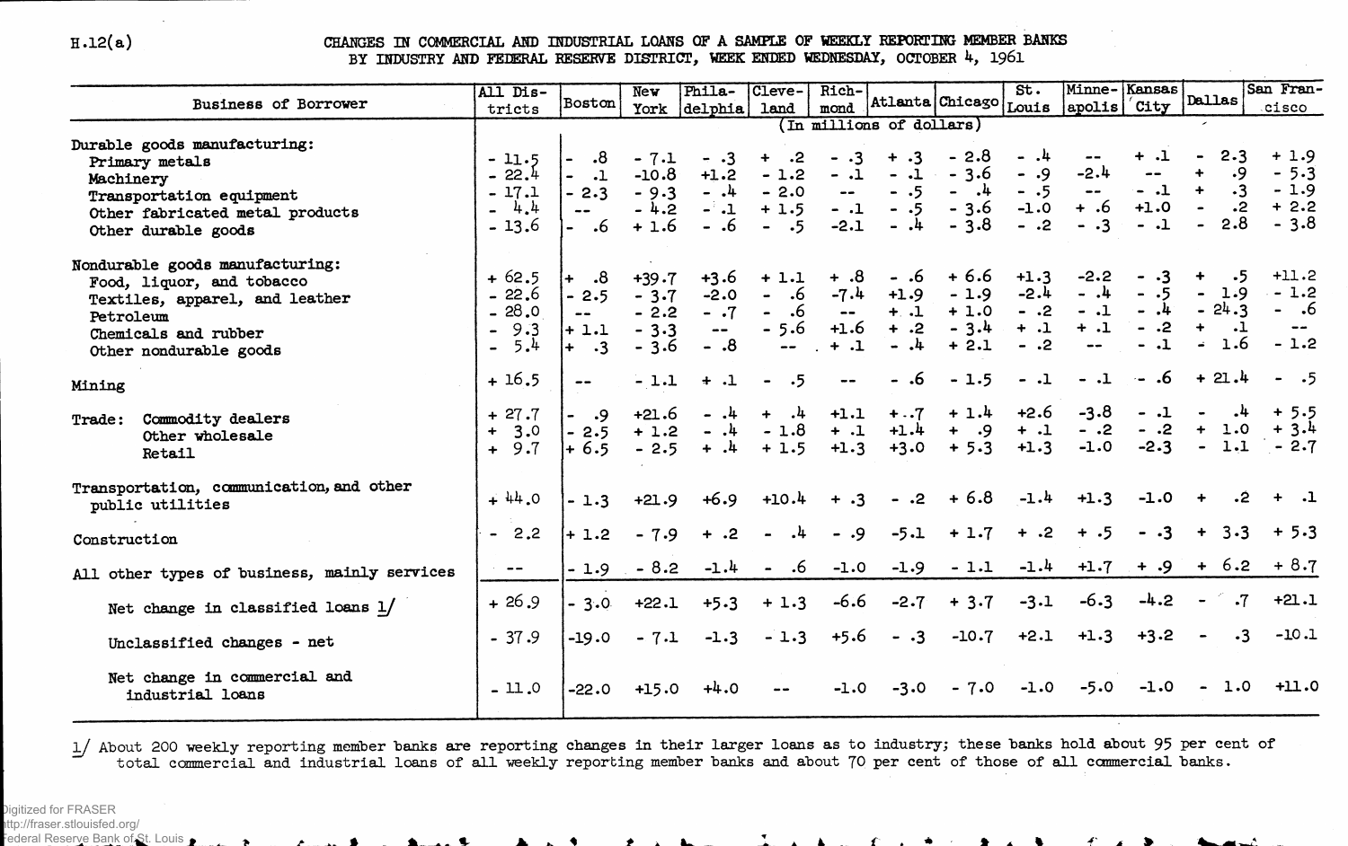H.12(a)

## CHANGES IN COMMERCIAL AND INDUSTRIAL LOANS OF A SAMPLE OF WEEKLY REPORTING MEMBER BANKS BY INDUSTRY AND FEDERAL RESERVE DISTRICT, WEEK ENDED WEDNESDAY, OCTOBER 4, 1961

| Business of Borrower | All Districts | Boston | New York | Philadelphia | Cleveland | Richmond | Atlanta | Chicago | St. Louis | Minneapolis | Kansas City | Dallas | San Francisco |
|---|---|---|---|---|---|---|---|---|---|---|---|---|---|
| | (In millions of dollars) | | | | | | | | | | | | |
| **Durable goods manufacturing:** | | | | | | | | | | | | | |
| Primary metals | - 11.5 | - .8 | - 7.1 | - .3 | + .2 | - .3 | + .3 | - 2.8 | - .4 | -- | + .1 | - 2.3 | + 1.9 |
| Machinery | - 22.4 | - .1 | -10.8 | +1.2 | - 1.2 | - .1 | - .1 | - 3.6 | - .9 | -2.4 | -- | + .9 | - 5.3 |
| Transportation equipment | - 17.1 | - 2.3 | - 9.3 | - .4 | - 2.0 | -- | - .5 | - .4 | - .5 | -- | - .1 | + .3 | - 1.9 |
| Other fabricated metal products | - 4.4 | -- | - 4.2 | - .1 | + 1.5 | - .1 | - .5 | - 3.6 | -1.0 | + .6 | +1.0 | - .2 | + 2.2 |
| Other durable goods | - 13.6 | - .6 | + 1.6 | - .6 | - .5 | -2.1 | - .4 | - 3.8 | - .2 | - .3 | - .1 | - 2.8 | - 3.8 |
| **Nondurable goods manufacturing:** | | | | | | | | | | | | | |
| Food, liquor, and tobacco | + 62.5 | + .8 | +39.7 | +3.6 | + 1.1 | + .8 | - .6 | + 6.6 | +1.3 | -2.2 | - .3 | + .5 | +11.2 |
| Textiles, apparel, and leather | - 22.6 | - 2.5 | - 3.7 | -2.0 | - .6 | -7.4 | +1.9 | - 1.9 | -2.4 | - .4 | - .5 | - 1.9 | - 1.2 |
| Petroleum | - 28.0 | -- | - 2.2 | - .7 | - .6 | -- | + .1 | + 1.0 | - .2 | - .1 | - .4 | - 24.3 | - .6 |
| Chemicals and rubber | - 9.3 | + 1.1 | - 3.3 | -- | - 5.6 | +1.6 | + .2 | - 3.4 | + .1 | + .1 | - .2 | + .1 | -- |
| Other nondurable goods | - 5.4 | + .3 | - 3.6 | - .8 | -- | + .1 | - .4 | + 2.1 | - .2 | -- | - .1 | - 1.6 | - 1.2 |
| Mining | + 16.5 | -- | - 1.1 | + .1 | - .5 | -- | - .6 | - 1.5 | - .1 | - .1 | - .6 | + 21.4 | - .5 |
| Trade: Commodity dealers | + 27.7 | - .9 | +21.6 | - .4 | + .4 | +1.1 | + .7 | + 1.4 | +2.6 | -3.8 | - .1 | - .4 | + 5.5 |
| Other wholesale | + 3.0 | - 2.5 | + 1.2 | - .4 | - 1.8 | + .1 | +1.4 | + .9 | + .1 | - .2 | - .2 | + 1.0 | + 3.4 |
| Retail | + 9.7 | + 6.5 | - 2.5 | + .4 | + 1.5 | +1.3 | +3.0 | + 5.3 | +1.3 | -1.0 | -2.3 | - 1.1 | - 2.7 |
| Transportation, communication, and other public utilities | + 44.0 | - 1.3 | +21.9 | +6.9 | +10.4 | + .3 | - .2 | + 6.8 | -1.4 | +1.3 | -1.0 | + .2 | + .1 |
| Construction | - 2.2 | + 1.2 | - 7.9 | + .2 | - .4 | - .9 | -5.1 | + 1.7 | + .2 | + .5 | - .3 | + 3.3 | + 5.3 |
| All other types of business, mainly services | -- | - 1.9 | - 8.2 | -1.4 | - .6 | -1.0 | -1.9 | - 1.1 | -1.4 | +1.7 | + .9 | + 6.2 | + 8.7 |
| Net change in classified loans 1/ | + 26.9 | - 3.0 | +22.1 | +5.3 | + 1.3 | -6.6 | -2.7 | + 3.7 | -3.1 | -6.3 | -4.2 | - .7 | +21.1 |
| Unclassified changes - net | - 37.9 | -19.0 | - 7.1 | -1.3 | - 1.3 | +5.6 | - .3 | -10.7 | +2.1 | +1.3 | +3.2 | - .3 | -10.1 |
| Net change in commercial and industrial loans | - 11.0 | -22.0 | +15.0 | +4.0 | -- | -1.0 | -3.0 | - 7.0 | -1.0 | -5.0 | -1.0 | - 1.0 | +11.0 |

1/ About 200 weekly reporting member banks are reporting changes in their larger loans as to industry; these banks hold about 95 per cent of total commercial and industrial loans of all weekly reporting member banks and about 70 per cent of those of all commercial banks.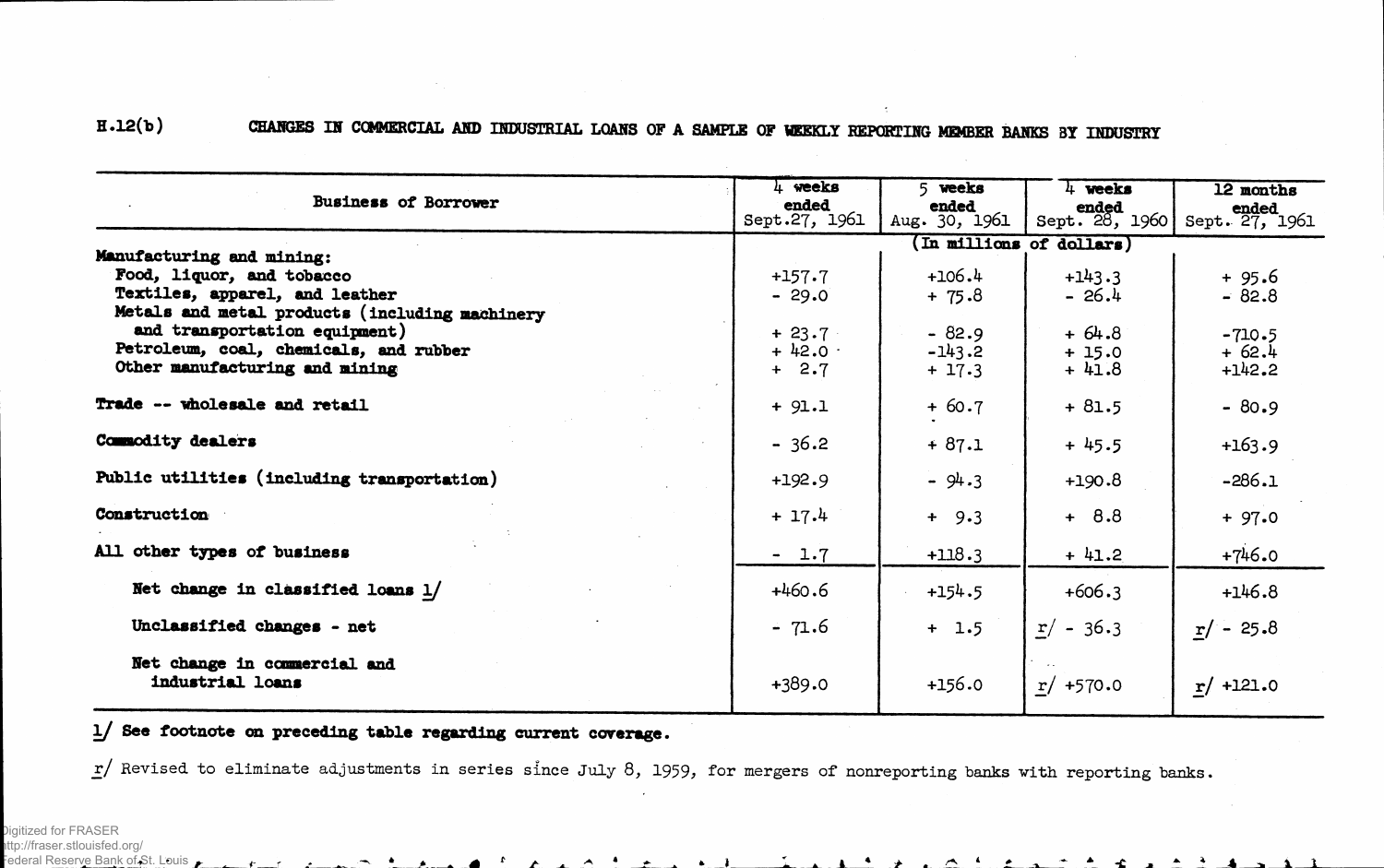H.12(b) **CHANGES IN COMMERCIAL AND INDUSTRIAL LOANS OF A SAMPLE OF WEEKLY REPORTING MEMBER BANKS BY INDUSTRY**

| Business of Borrower | 4 weeks ended Sept.27, 1961 | 5 weeks ended Aug. 30, 1961 | 4 weeks ended Sept. 28, 1960 | 12 months ended Sept. 27, 1961 |
|---|---|---|---|---|
| | (In millions of dollars) | | | |
| **Manufacturing and mining:** | | | | |
| **Food, liquor, and tobacco** | +157.7 | +106.4 | +143.3 | + 95.6 |
| **Textiles, apparel, and leather** | - 29.0 | + 75.8 | - 26.4 | - 82.8 |
| **Metals and metal products (including machinery and transportation equipment)** | + 23.7 | - 82.9 | + 64.8 | -710.5 |
| **Petroleum, coal, chemicals, and rubber** | + 42.0 | -143.2 | + 15.0 | + 62.4 |
| **Other manufacturing and mining** | + 2.7 | + 17.3 | + 41.8 | +142.2 |
| **Trade -- wholesale and retail** | + 91.1 | + 60.7 | + 81.5 | - 80.9 |
| **Commodity dealers** | - 36.2 | + 87.1 | + 45.5 | +163.9 |
| **Public utilities (including transportation)** | +192.9 | - 94.3 | +190.8 | -286.1 |
| **Construction** | + 17.4 | + 9.3 | + 8.8 | + 97.0 |
| **All other types of business** | - 1.7 | +118.3 | + 41.2 | +746.0 |
| **Net change in classified loans 1/** | +460.6 | +154.5 | +606.3 | +146.8 |
| **Unclassified changes - net** | - 71.6 | + 1.5 | r/ - 36.3 | r/ - 25.8 |
| **Net change in commercial and industrial loans** | +389.0 | +156.0 | r/ +570.0 | r/ +121.0 |

**1/ See footnote on preceding table regarding current coverage.**

r/ Revised to eliminate adjustments in series since July 8, 1959, for mergers of nonreporting banks with reporting banks.